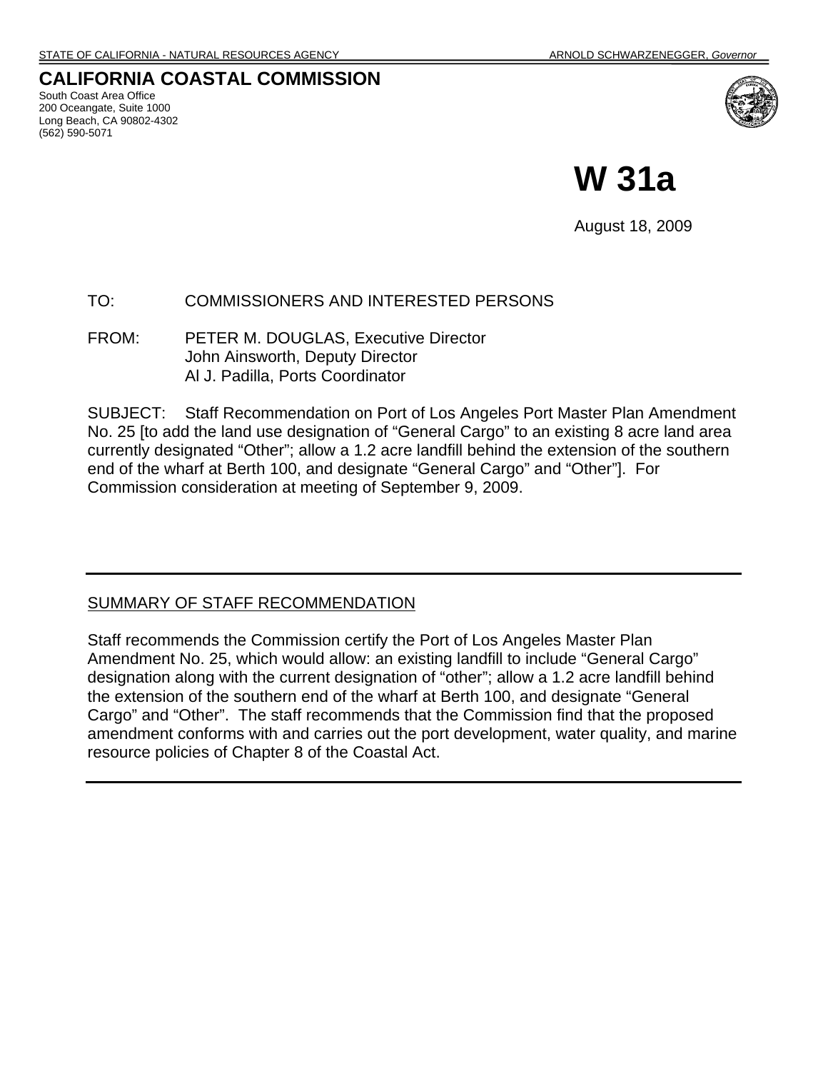STATE OF CALIFORNIA - NATURAL RESOURCES AGENCY ARNOLD SCHWARZENEGGER, *Governor*

# CALIFORNIA COASTAL COMMISSION

South Coast Area Office
200 Oceangate, Suite 1000
Long Beach, CA 90802-4302
(562) 590-5071

# W 31a

August 18, 2009

TO: COMMISSIONERS AND INTERESTED PERSONS

FROM: PETER M. DOUGLAS, Executive Director
John Ainsworth, Deputy Director
Al J. Padilla, Ports Coordinator

SUBJECT: Staff Recommendation on Port of Los Angeles Port Master Plan Amendment No. 25 [to add the land use designation of "General Cargo" to an existing 8 acre land area currently designated "Other"; allow a 1.2 acre landfill behind the extension of the southern end of the wharf at Berth 100, and designate "General Cargo" and "Other"]. For Commission consideration at meeting of September 9, 2009.

---

## SUMMARY OF STAFF RECOMMENDATION

Staff recommends the Commission certify the Port of Los Angeles Master Plan Amendment No. 25, which would allow: an existing landfill to include "General Cargo" designation along with the current designation of "other"; allow a 1.2 acre landfill behind the extension of the southern end of the wharf at Berth 100, and designate "General Cargo" and "Other". The staff recommends that the Commission find that the proposed amendment conforms with and carries out the port development, water quality, and marine resource policies of Chapter 8 of the Coastal Act.

---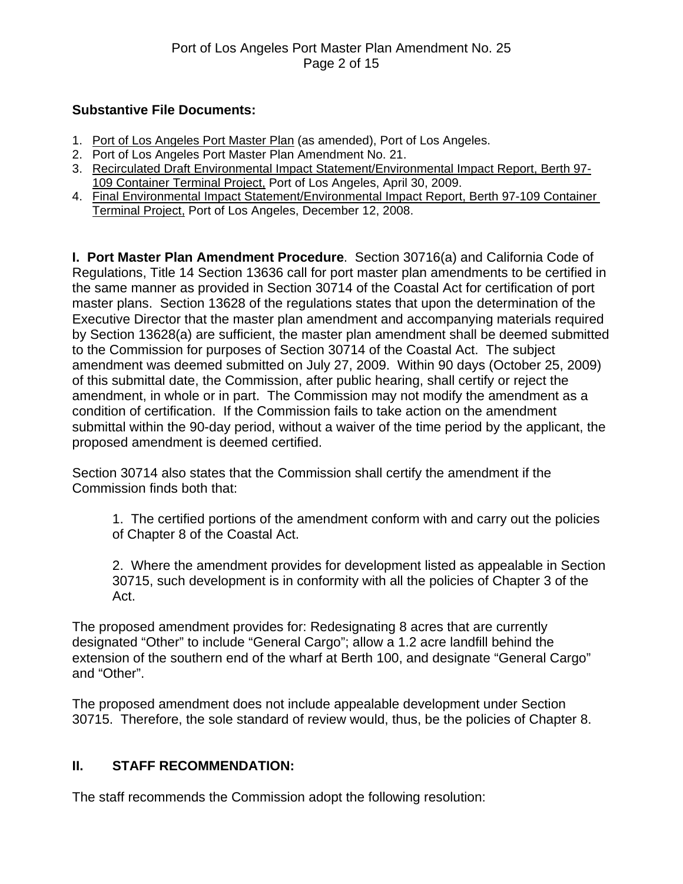**Substantive File Documents:**

1. Port of Los Angeles Port Master Plan (as amended), Port of Los Angeles.
2. Port of Los Angeles Port Master Plan Amendment No. 21.
3. Recirculated Draft Environmental Impact Statement/Environmental Impact Report, Berth 97-109 Container Terminal Project, Port of Los Angeles, April 30, 2009.
4. Final Environmental Impact Statement/Environmental Impact Report, Berth 97-109 Container Terminal Project, Port of Los Angeles, December 12, 2008.

**I. Port Master Plan Amendment Procedure**. Section 30716(a) and California Code of Regulations, Title 14 Section 13636 call for port master plan amendments to be certified in the same manner as provided in Section 30714 of the Coastal Act for certification of port master plans. Section 13628 of the regulations states that upon the determination of the Executive Director that the master plan amendment and accompanying materials required by Section 13628(a) are sufficient, the master plan amendment shall be deemed submitted to the Commission for purposes of Section 30714 of the Coastal Act. The subject amendment was deemed submitted on July 27, 2009. Within 90 days (October 25, 2009) of this submittal date, the Commission, after public hearing, shall certify or reject the amendment, in whole or in part. The Commission may not modify the amendment as a condition of certification. If the Commission fails to take action on the amendment submittal within the 90-day period, without a waiver of the time period by the applicant, the proposed amendment is deemed certified.

Section 30714 also states that the Commission shall certify the amendment if the Commission finds both that:

> 1. The certified portions of the amendment conform with and carry out the policies of Chapter 8 of the Coastal Act.
>
> 2. Where the amendment provides for development listed as appealable in Section 30715, such development is in conformity with all the policies of Chapter 3 of the Act.

The proposed amendment provides for: Redesignating 8 acres that are currently designated "Other" to include "General Cargo"; allow a 1.2 acre landfill behind the extension of the southern end of the wharf at Berth 100, and designate "General Cargo" and "Other".

The proposed amendment does not include appealable development under Section 30715. Therefore, the sole standard of review would, thus, be the policies of Chapter 8.

## II. STAFF RECOMMENDATION:

The staff recommends the Commission adopt the following resolution: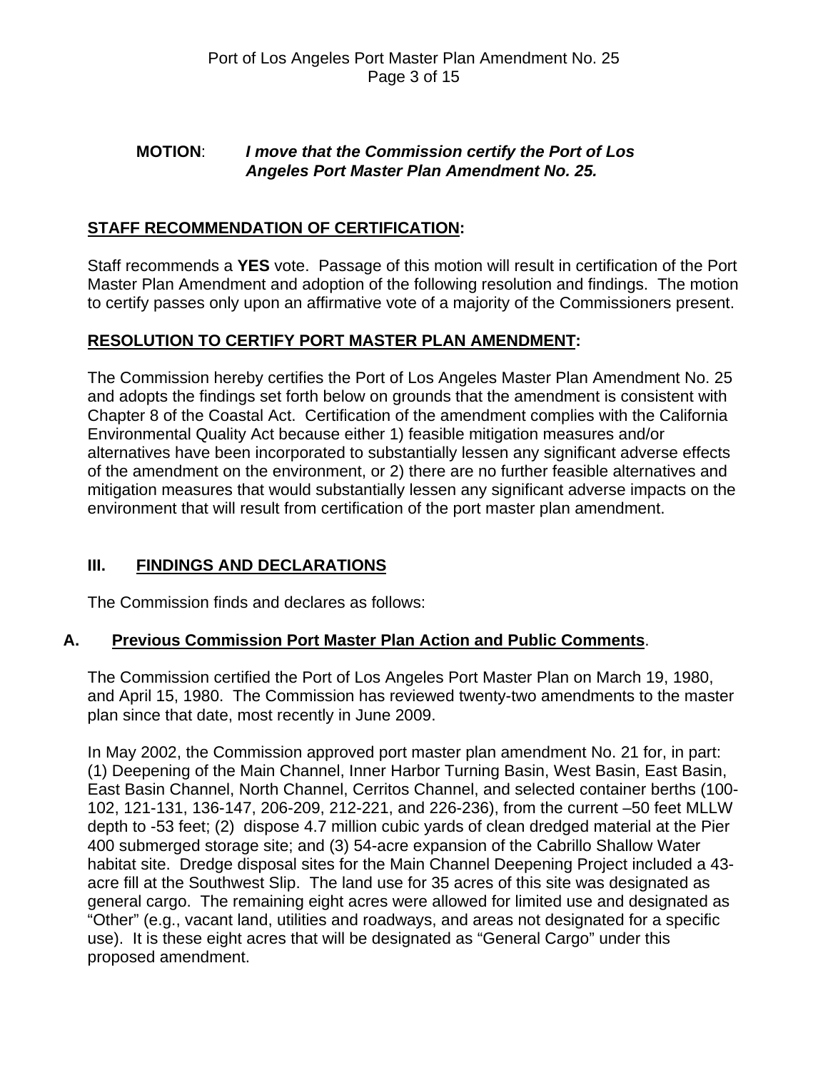**MOTION**: ***I move that the Commission certify the Port of Los Angeles Port Master Plan Amendment No. 25.***

## STAFF RECOMMENDATION OF CERTIFICATION:

Staff recommends a **YES** vote. Passage of this motion will result in certification of the Port Master Plan Amendment and adoption of the following resolution and findings. The motion to certify passes only upon an affirmative vote of a majority of the Commissioners present.

## RESOLUTION TO CERTIFY PORT MASTER PLAN AMENDMENT:

The Commission hereby certifies the Port of Los Angeles Master Plan Amendment No. 25 and adopts the findings set forth below on grounds that the amendment is consistent with Chapter 8 of the Coastal Act. Certification of the amendment complies with the California Environmental Quality Act because either 1) feasible mitigation measures and/or alternatives have been incorporated to substantially lessen any significant adverse effects of the amendment on the environment, or 2) there are no further feasible alternatives and mitigation measures that would substantially lessen any significant adverse impacts on the environment that will result from certification of the port master plan amendment.

## III. FINDINGS AND DECLARATIONS

The Commission finds and declares as follows:

### A. Previous Commission Port Master Plan Action and Public Comments.

The Commission certified the Port of Los Angeles Port Master Plan on March 19, 1980, and April 15, 1980. The Commission has reviewed twenty-two amendments to the master plan since that date, most recently in June 2009.

In May 2002, the Commission approved port master plan amendment No. 21 for, in part: (1) Deepening of the Main Channel, Inner Harbor Turning Basin, West Basin, East Basin, East Basin Channel, North Channel, Cerritos Channel, and selected container berths (100-102, 121-131, 136-147, 206-209, 212-221, and 226-236), from the current –50 feet MLLW depth to -53 feet; (2) dispose 4.7 million cubic yards of clean dredged material at the Pier 400 submerged storage site; and (3) 54-acre expansion of the Cabrillo Shallow Water habitat site. Dredge disposal sites for the Main Channel Deepening Project included a 43-acre fill at the Southwest Slip. The land use for 35 acres of this site was designated as general cargo. The remaining eight acres were allowed for limited use and designated as "Other" (e.g., vacant land, utilities and roadways, and areas not designated for a specific use). It is these eight acres that will be designated as "General Cargo" under this proposed amendment.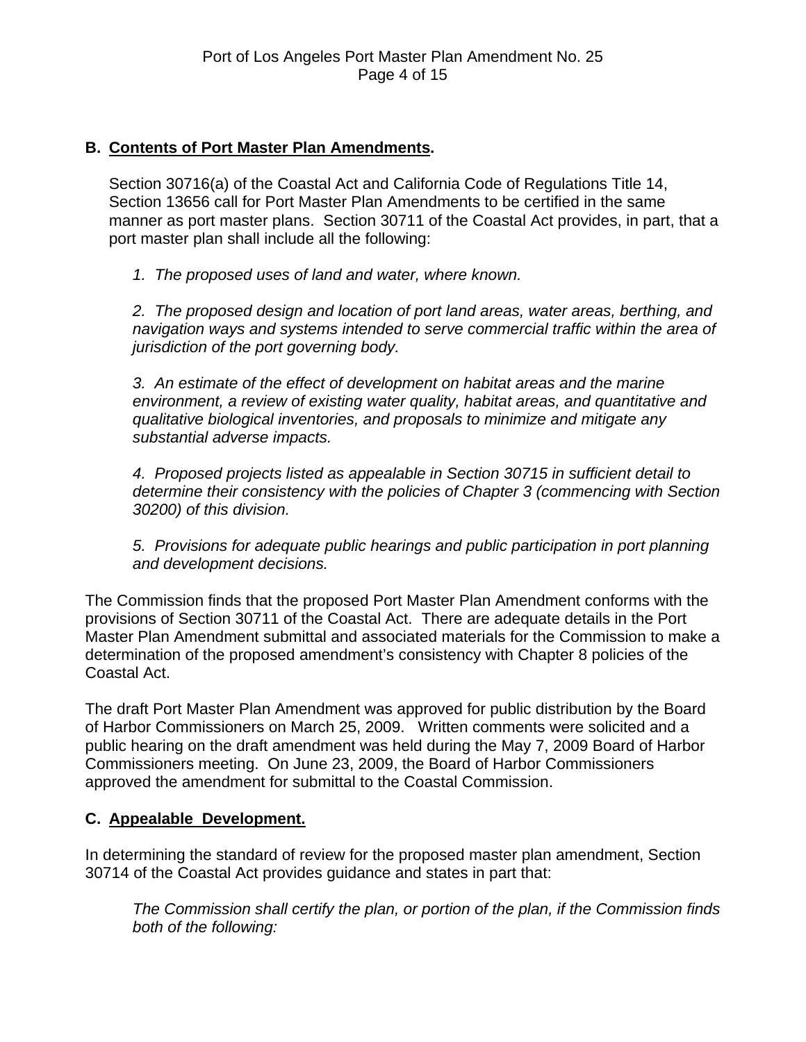### B. Contents of Port Master Plan Amendments.

Section 30716(a) of the Coastal Act and California Code of Regulations Title 14, Section 13656 call for Port Master Plan Amendments to be certified in the same manner as port master plans. Section 30711 of the Coastal Act provides, in part, that a port master plan shall include all the following:

> *1. The proposed uses of land and water, where known.*
>
> *2. The proposed design and location of port land areas, water areas, berthing, and navigation ways and systems intended to serve commercial traffic within the area of jurisdiction of the port governing body.*
>
> *3. An estimate of the effect of development on habitat areas and the marine environment, a review of existing water quality, habitat areas, and quantitative and qualitative biological inventories, and proposals to minimize and mitigate any substantial adverse impacts.*
>
> *4. Proposed projects listed as appealable in Section 30715 in sufficient detail to determine their consistency with the policies of Chapter 3 (commencing with Section 30200) of this division.*
>
> *5. Provisions for adequate public hearings and public participation in port planning and development decisions.*

The Commission finds that the proposed Port Master Plan Amendment conforms with the provisions of Section 30711 of the Coastal Act. There are adequate details in the Port Master Plan Amendment submittal and associated materials for the Commission to make a determination of the proposed amendment's consistency with Chapter 8 policies of the Coastal Act.

The draft Port Master Plan Amendment was approved for public distribution by the Board of Harbor Commissioners on March 25, 2009. Written comments were solicited and a public hearing on the draft amendment was held during the May 7, 2009 Board of Harbor Commissioners meeting. On June 23, 2009, the Board of Harbor Commissioners approved the amendment for submittal to the Coastal Commission.

### C. Appealable Development.

In determining the standard of review for the proposed master plan amendment, Section 30714 of the Coastal Act provides guidance and states in part that:

> *The Commission shall certify the plan, or portion of the plan, if the Commission finds both of the following:*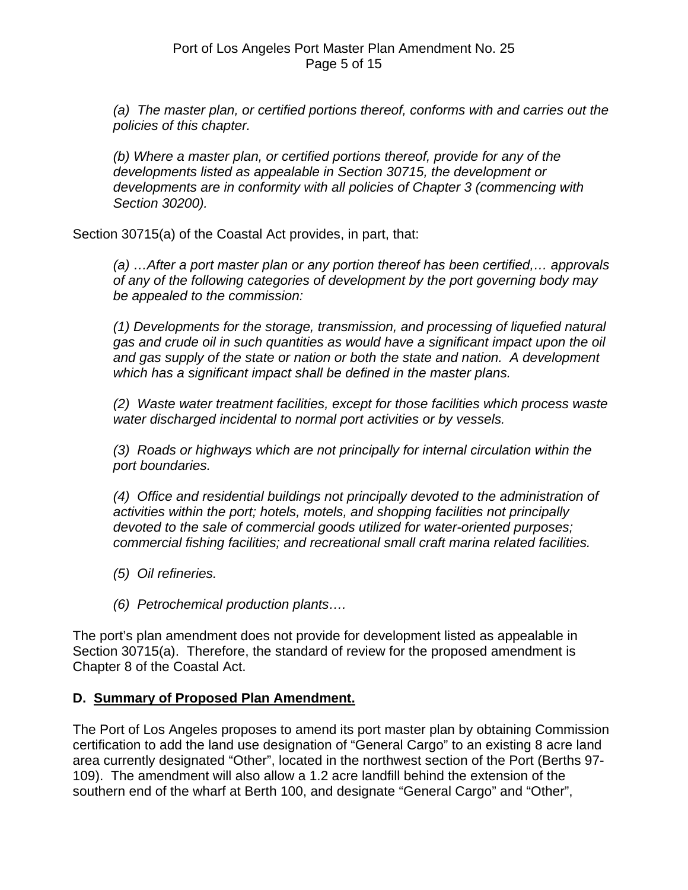*(a) The master plan, or certified portions thereof, conforms with and carries out the policies of this chapter.*

*(b) Where a master plan, or certified portions thereof, provide for any of the developments listed as appealable in Section 30715, the development or developments are in conformity with all policies of Chapter 3 (commencing with Section 30200).*

Section 30715(a) of the Coastal Act provides, in part, that:

*(a) …After a port master plan or any portion thereof has been certified,… approvals of any of the following categories of development by the port governing body may be appealed to the commission:*

*(1) Developments for the storage, transmission, and processing of liquefied natural gas and crude oil in such quantities as would have a significant impact upon the oil and gas supply of the state or nation or both the state and nation. A development which has a significant impact shall be defined in the master plans.*

*(2) Waste water treatment facilities, except for those facilities which process waste water discharged incidental to normal port activities or by vessels.*

*(3) Roads or highways which are not principally for internal circulation within the port boundaries.*

*(4) Office and residential buildings not principally devoted to the administration of activities within the port; hotels, motels, and shopping facilities not principally devoted to the sale of commercial goods utilized for water-oriented purposes; commercial fishing facilities; and recreational small craft marina related facilities.*

*(5) Oil refineries.*

*(6) Petrochemical production plants….*

The port's plan amendment does not provide for development listed as appealable in Section 30715(a). Therefore, the standard of review for the proposed amendment is Chapter 8 of the Coastal Act.

## D. Summary of Proposed Plan Amendment.

The Port of Los Angeles proposes to amend its port master plan by obtaining Commission certification to add the land use designation of "General Cargo" to an existing 8 acre land area currently designated "Other", located in the northwest section of the Port (Berths 97-109). The amendment will also allow a 1.2 acre landfill behind the extension of the southern end of the wharf at Berth 100, and designate "General Cargo" and "Other",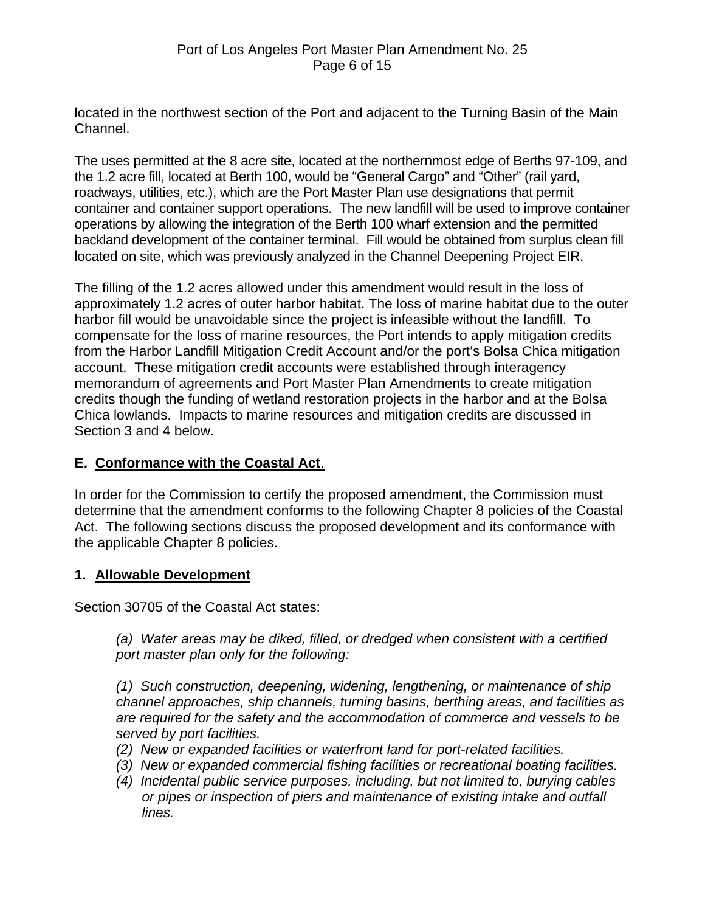located in the northwest section of the Port and adjacent to the Turning Basin of the Main Channel.

The uses permitted at the 8 acre site, located at the northernmost edge of Berths 97-109, and the 1.2 acre fill, located at Berth 100, would be "General Cargo" and "Other" (rail yard, roadways, utilities, etc.), which are the Port Master Plan use designations that permit container and container support operations. The new landfill will be used to improve container operations by allowing the integration of the Berth 100 wharf extension and the permitted backland development of the container terminal. Fill would be obtained from surplus clean fill located on site, which was previously analyzed in the Channel Deepening Project EIR.

The filling of the 1.2 acres allowed under this amendment would result in the loss of approximately 1.2 acres of outer harbor habitat. The loss of marine habitat due to the outer harbor fill would be unavoidable since the project is infeasible without the landfill. To compensate for the loss of marine resources, the Port intends to apply mitigation credits from the Harbor Landfill Mitigation Credit Account and/or the port's Bolsa Chica mitigation account. These mitigation credit accounts were established through interagency memorandum of agreements and Port Master Plan Amendments to create mitigation credits though the funding of wetland restoration projects in the harbor and at the Bolsa Chica lowlands. Impacts to marine resources and mitigation credits are discussed in Section 3 and 4 below.

## E. Conformance with the Coastal Act.

In order for the Commission to certify the proposed amendment, the Commission must determine that the amendment conforms to the following Chapter 8 policies of the Coastal Act. The following sections discuss the proposed development and its conformance with the applicable Chapter 8 policies.

### 1. Allowable Development

Section 30705 of the Coastal Act states:

> *(a) Water areas may be diked, filled, or dredged when consistent with a certified port master plan only for the following:*
>
> *(1) Such construction, deepening, widening, lengthening, or maintenance of ship channel approaches, ship channels, turning basins, berthing areas, and facilities as are required for the safety and the accommodation of commerce and vessels to be served by port facilities.*
> *(2) New or expanded facilities or waterfront land for port-related facilities.*
> *(3) New or expanded commercial fishing facilities or recreational boating facilities.*
> *(4) Incidental public service purposes, including, but not limited to, burying cables or pipes or inspection of piers and maintenance of existing intake and outfall lines.*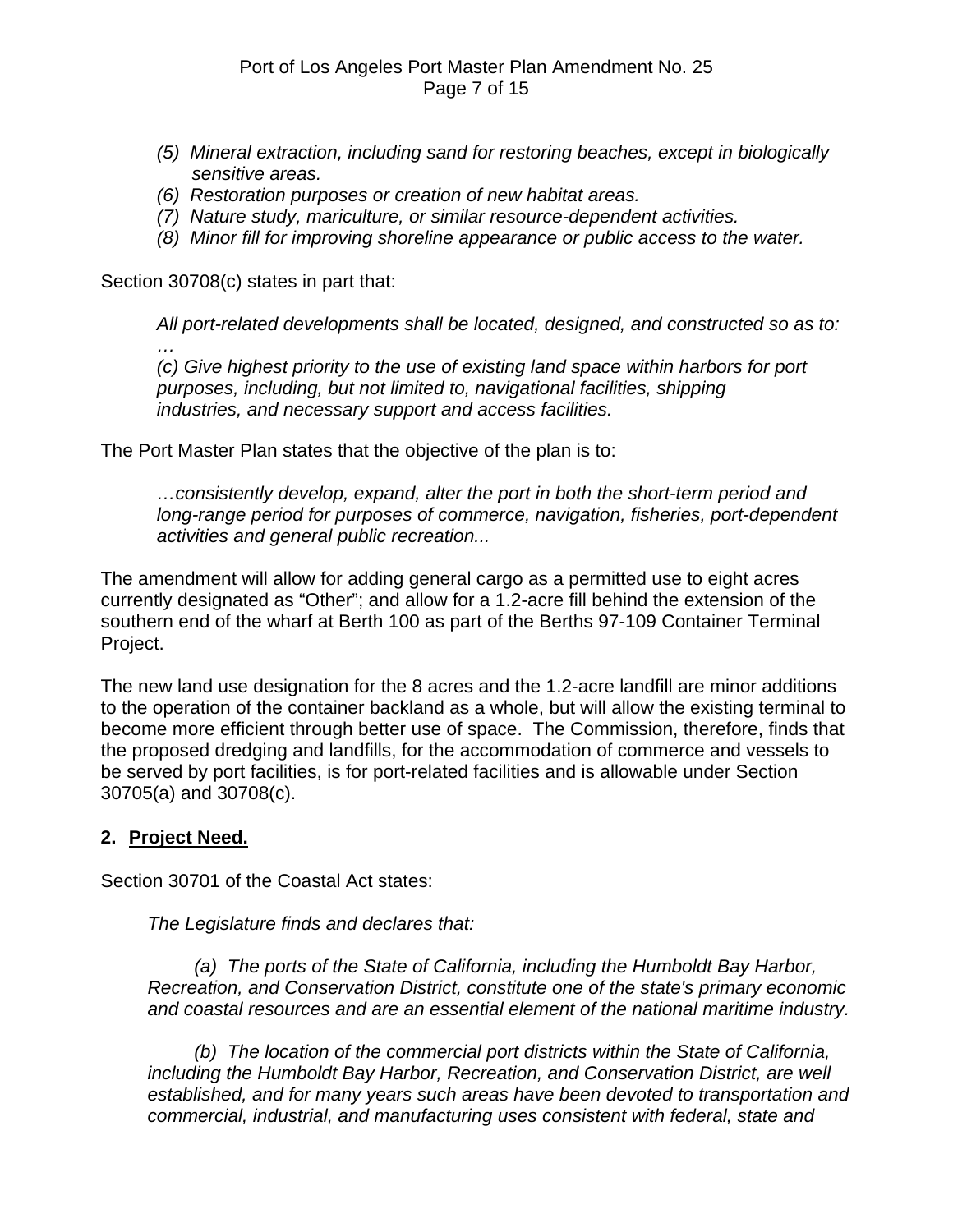*(5) Mineral extraction, including sand for restoring beaches, except in biologically sensitive areas.*
*(6) Restoration purposes or creation of new habitat areas.*
*(7) Nature study, mariculture, or similar resource-dependent activities.*
*(8) Minor fill for improving shoreline appearance or public access to the water.*

Section 30708(c) states in part that:

> *All port-related developments shall be located, designed, and constructed so as to:*
> *…*
> *(c) Give highest priority to the use of existing land space within harbors for port purposes, including, but not limited to, navigational facilities, shipping industries, and necessary support and access facilities.*

The Port Master Plan states that the objective of the plan is to:

> *…consistently develop, expand, alter the port in both the short-term period and long-range period for purposes of commerce, navigation, fisheries, port-dependent activities and general public recreation...*

The amendment will allow for adding general cargo as a permitted use to eight acres currently designated as "Other"; and allow for a 1.2-acre fill behind the extension of the southern end of the wharf at Berth 100 as part of the Berths 97-109 Container Terminal Project.

The new land use designation for the 8 acres and the 1.2-acre landfill are minor additions to the operation of the container backland as a whole, but will allow the existing terminal to become more efficient through better use of space. The Commission, therefore, finds that the proposed dredging and landfills, for the accommodation of commerce and vessels to be served by port facilities, is for port-related facilities and is allowable under Section 30705(a) and 30708(c).

## 2. Project Need.

Section 30701 of the Coastal Act states:

> *The Legislature finds and declares that:*
>
> *(a) The ports of the State of California, including the Humboldt Bay Harbor, Recreation, and Conservation District, constitute one of the state's primary economic and coastal resources and are an essential element of the national maritime industry.*
>
> *(b) The location of the commercial port districts within the State of California, including the Humboldt Bay Harbor, Recreation, and Conservation District, are well established, and for many years such areas have been devoted to transportation and commercial, industrial, and manufacturing uses consistent with federal, state and*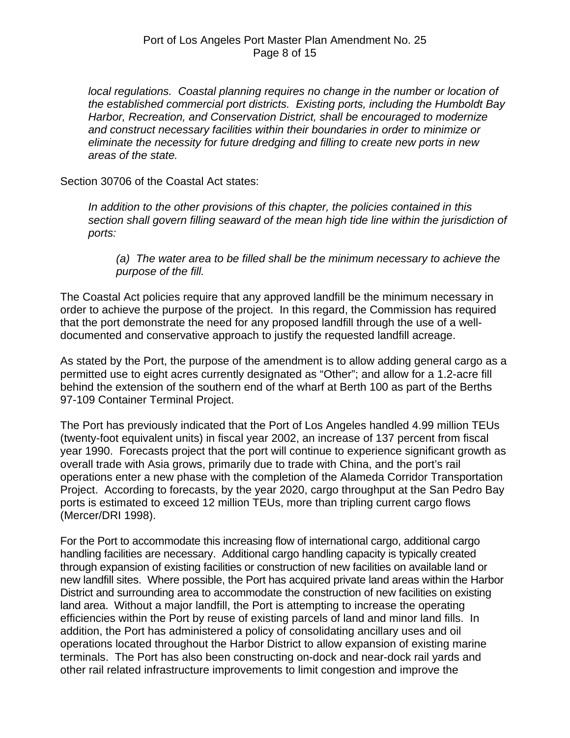*local regulations. Coastal planning requires no change in the number or location of the established commercial port districts. Existing ports, including the Humboldt Bay Harbor, Recreation, and Conservation District, shall be encouraged to modernize and construct necessary facilities within their boundaries in order to minimize or eliminate the necessity for future dredging and filling to create new ports in new areas of the state.*

Section 30706 of the Coastal Act states:

> *In addition to the other provisions of this chapter, the policies contained in this section shall govern filling seaward of the mean high tide line within the jurisdiction of ports:*
>
> > *(a) The water area to be filled shall be the minimum necessary to achieve the purpose of the fill.*

The Coastal Act policies require that any approved landfill be the minimum necessary in order to achieve the purpose of the project. In this regard, the Commission has required that the port demonstrate the need for any proposed landfill through the use of a well-documented and conservative approach to justify the requested landfill acreage.

As stated by the Port, the purpose of the amendment is to allow adding general cargo as a permitted use to eight acres currently designated as "Other"; and allow for a 1.2-acre fill behind the extension of the southern end of the wharf at Berth 100 as part of the Berths 97-109 Container Terminal Project.

The Port has previously indicated that the Port of Los Angeles handled 4.99 million TEUs (twenty-foot equivalent units) in fiscal year 2002, an increase of 137 percent from fiscal year 1990. Forecasts project that the port will continue to experience significant growth as overall trade with Asia grows, primarily due to trade with China, and the port's rail operations enter a new phase with the completion of the Alameda Corridor Transportation Project. According to forecasts, by the year 2020, cargo throughput at the San Pedro Bay ports is estimated to exceed 12 million TEUs, more than tripling current cargo flows (Mercer/DRI 1998).

For the Port to accommodate this increasing flow of international cargo, additional cargo handling facilities are necessary. Additional cargo handling capacity is typically created through expansion of existing facilities or construction of new facilities on available land or new landfill sites. Where possible, the Port has acquired private land areas within the Harbor District and surrounding area to accommodate the construction of new facilities on existing land area. Without a major landfill, the Port is attempting to increase the operating efficiencies within the Port by reuse of existing parcels of land and minor land fills. In addition, the Port has administered a policy of consolidating ancillary uses and oil operations located throughout the Harbor District to allow expansion of existing marine terminals. The Port has also been constructing on-dock and near-dock rail yards and other rail related infrastructure improvements to limit congestion and improve the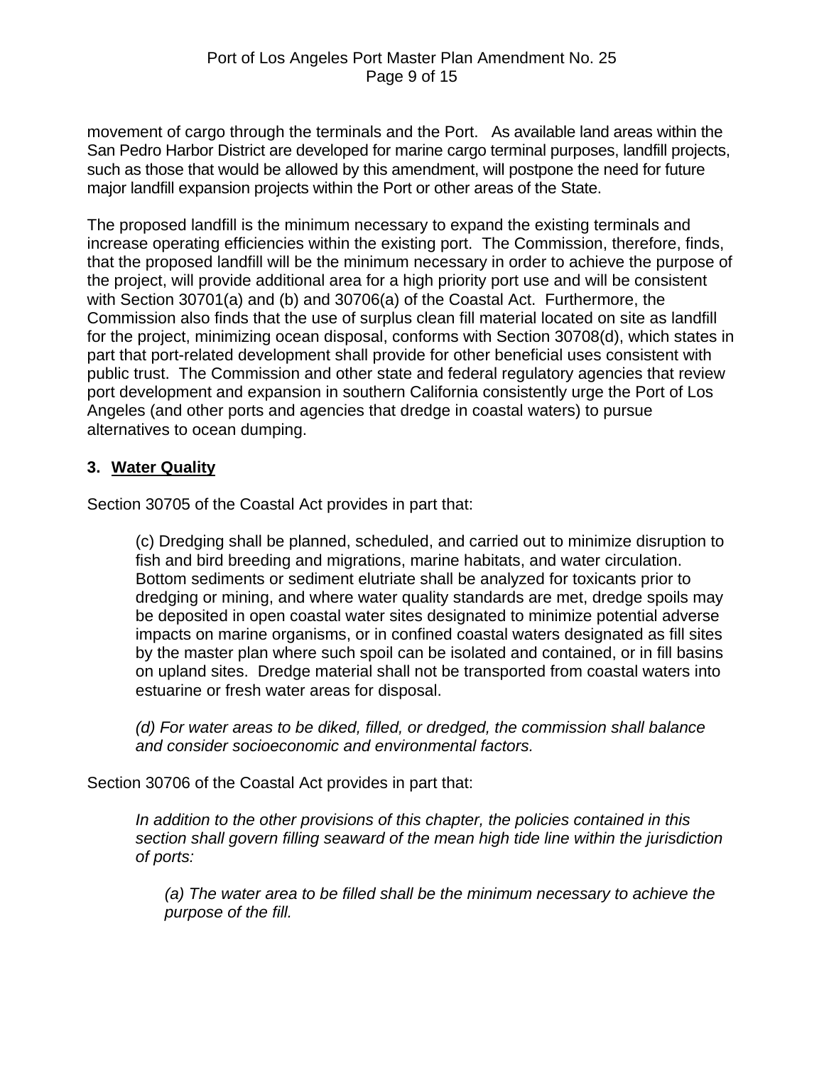movement of cargo through the terminals and the Port. As available land areas within the San Pedro Harbor District are developed for marine cargo terminal purposes, landfill projects, such as those that would be allowed by this amendment, will postpone the need for future major landfill expansion projects within the Port or other areas of the State.

The proposed landfill is the minimum necessary to expand the existing terminals and increase operating efficiencies within the existing port. The Commission, therefore, finds, that the proposed landfill will be the minimum necessary in order to achieve the purpose of the project, will provide additional area for a high priority port use and will be consistent with Section 30701(a) and (b) and 30706(a) of the Coastal Act. Furthermore, the Commission also finds that the use of surplus clean fill material located on site as landfill for the project, minimizing ocean disposal, conforms with Section 30708(d), which states in part that port-related development shall provide for other beneficial uses consistent with public trust. The Commission and other state and federal regulatory agencies that review port development and expansion in southern California consistently urge the Port of Los Angeles (and other ports and agencies that dredge in coastal waters) to pursue alternatives to ocean dumping.

### 3. Water Quality

Section 30705 of the Coastal Act provides in part that:

> (c) Dredging shall be planned, scheduled, and carried out to minimize disruption to fish and bird breeding and migrations, marine habitats, and water circulation. Bottom sediments or sediment elutriate shall be analyzed for toxicants prior to dredging or mining, and where water quality standards are met, dredge spoils may be deposited in open coastal water sites designated to minimize potential adverse impacts on marine organisms, or in confined coastal waters designated as fill sites by the master plan where such spoil can be isolated and contained, or in fill basins on upland sites. Dredge material shall not be transported from coastal waters into estuarine or fresh water areas for disposal.
>
> *(d) For water areas to be diked, filled, or dredged, the commission shall balance and consider socioeconomic and environmental factors.*

Section 30706 of the Coastal Act provides in part that:

> *In addition to the other provisions of this chapter, the policies contained in this section shall govern filling seaward of the mean high tide line within the jurisdiction of ports:*
>
> > *(a) The water area to be filled shall be the minimum necessary to achieve the purpose of the fill.*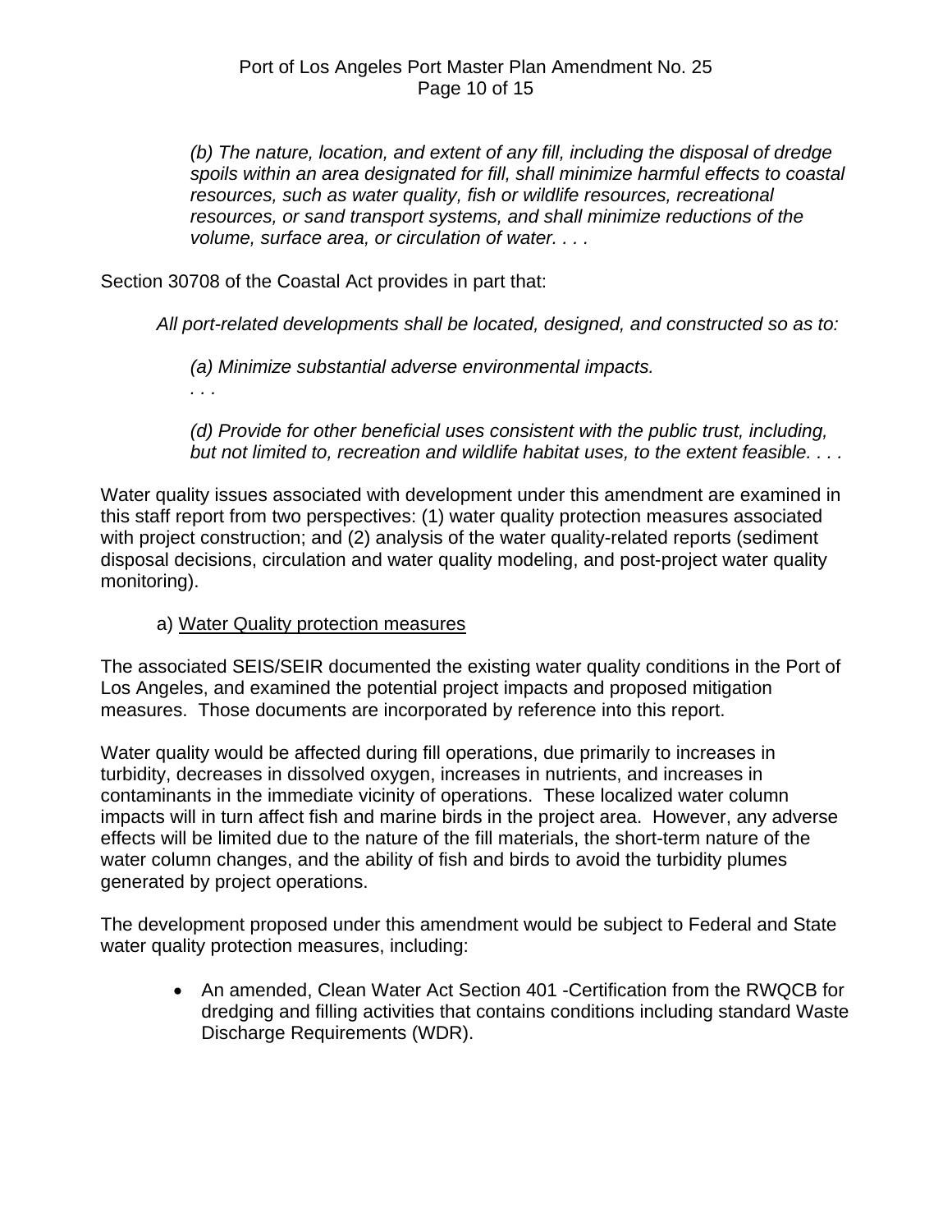*(b) The nature, location, and extent of any fill, including the disposal of dredge spoils within an area designated for fill, shall minimize harmful effects to coastal resources, such as water quality, fish or wildlife resources, recreational resources, or sand transport systems, and shall minimize reductions of the volume, surface area, or circulation of water. . . .*

Section 30708 of the Coastal Act provides in part that:

*All port-related developments shall be located, designed, and constructed so as to:*

*(a) Minimize substantial adverse environmental impacts.*

*. . .*

*(d) Provide for other beneficial uses consistent with the public trust, including, but not limited to, recreation and wildlife habitat uses, to the extent feasible. . . .*

Water quality issues associated with development under this amendment are examined in this staff report from two perspectives: (1) water quality protection measures associated with project construction; and (2) analysis of the water quality-related reports (sediment disposal decisions, circulation and water quality modeling, and post-project water quality monitoring).

a) Water Quality protection measures

The associated SEIS/SEIR documented the existing water quality conditions in the Port of Los Angeles, and examined the potential project impacts and proposed mitigation measures. Those documents are incorporated by reference into this report.

Water quality would be affected during fill operations, due primarily to increases in turbidity, decreases in dissolved oxygen, increases in nutrients, and increases in contaminants in the immediate vicinity of operations. These localized water column impacts will in turn affect fish and marine birds in the project area. However, any adverse effects will be limited due to the nature of the fill materials, the short-term nature of the water column changes, and the ability of fish and birds to avoid the turbidity plumes generated by project operations.

The development proposed under this amendment would be subject to Federal and State water quality protection measures, including:

- An amended, Clean Water Act Section 401 -Certification from the RWQCB for dredging and filling activities that contains conditions including standard Waste Discharge Requirements (WDR).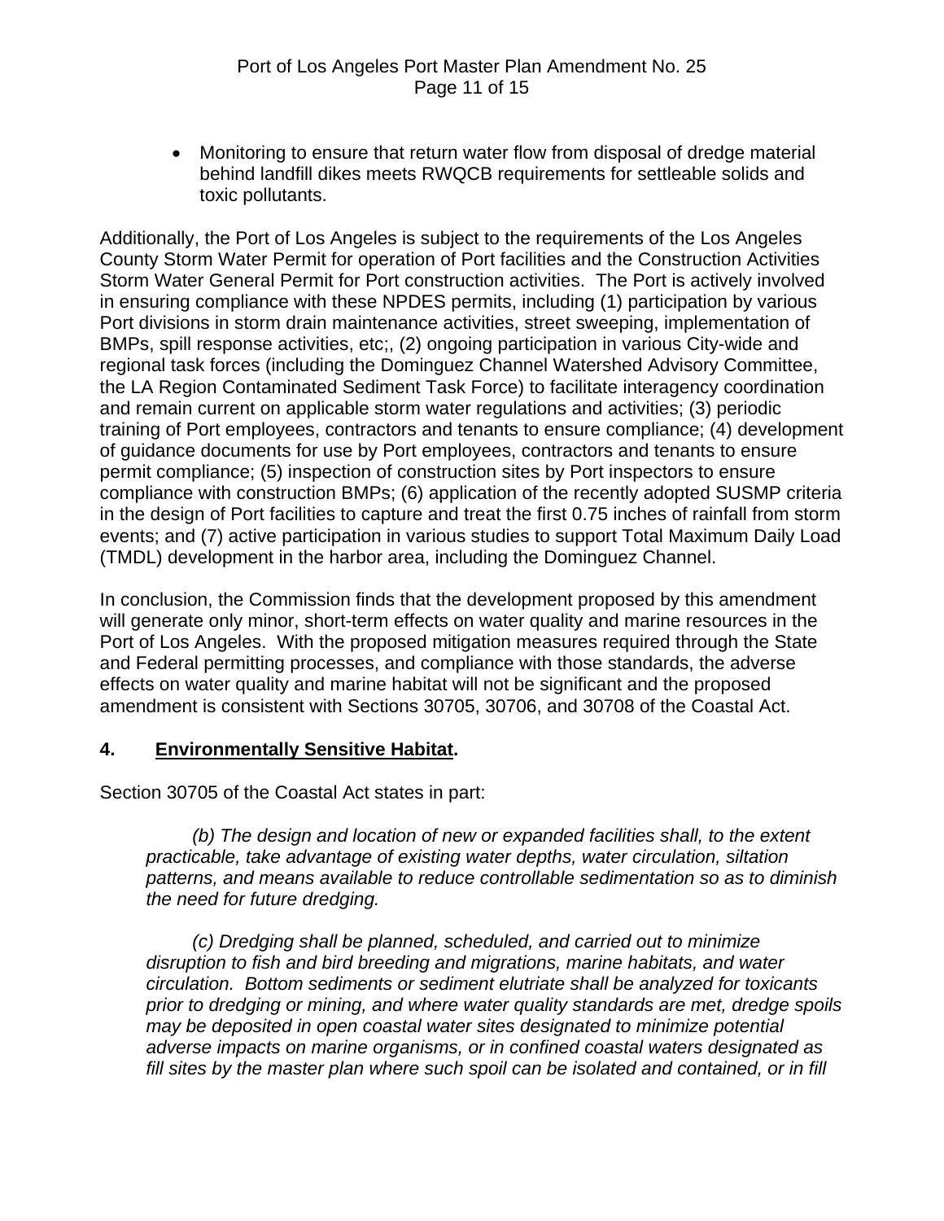- Monitoring to ensure that return water flow from disposal of dredge material behind landfill dikes meets RWQCB requirements for settleable solids and toxic pollutants.

Additionally, the Port of Los Angeles is subject to the requirements of the Los Angeles County Storm Water Permit for operation of Port facilities and the Construction Activities Storm Water General Permit for Port construction activities. The Port is actively involved in ensuring compliance with these NPDES permits, including (1) participation by various Port divisions in storm drain maintenance activities, street sweeping, implementation of BMPs, spill response activities, etc;, (2) ongoing participation in various City-wide and regional task forces (including the Dominguez Channel Watershed Advisory Committee, the LA Region Contaminated Sediment Task Force) to facilitate interagency coordination and remain current on applicable storm water regulations and activities; (3) periodic training of Port employees, contractors and tenants to ensure compliance; (4) development of guidance documents for use by Port employees, contractors and tenants to ensure permit compliance; (5) inspection of construction sites by Port inspectors to ensure compliance with construction BMPs; (6) application of the recently adopted SUSMP criteria in the design of Port facilities to capture and treat the first 0.75 inches of rainfall from storm events; and (7) active participation in various studies to support Total Maximum Daily Load (TMDL) development in the harbor area, including the Dominguez Channel.

In conclusion, the Commission finds that the development proposed by this amendment will generate only minor, short-term effects on water quality and marine resources in the Port of Los Angeles. With the proposed mitigation measures required through the State and Federal permitting processes, and compliance with those standards, the adverse effects on water quality and marine habitat will not be significant and the proposed amendment is consistent with Sections 30705, 30706, and 30708 of the Coastal Act.

## 4. <u>Environmentally Sensitive Habitat</u>.

Section 30705 of the Coastal Act states in part:

> *(b) The design and location of new or expanded facilities shall, to the extent practicable, take advantage of existing water depths, water circulation, siltation patterns, and means available to reduce controllable sedimentation so as to diminish the need for future dredging.*
>
> *(c) Dredging shall be planned, scheduled, and carried out to minimize disruption to fish and bird breeding and migrations, marine habitats, and water circulation. Bottom sediments or sediment elutriate shall be analyzed for toxicants prior to dredging or mining, and where water quality standards are met, dredge spoils may be deposited in open coastal water sites designated to minimize potential adverse impacts on marine organisms, or in confined coastal waters designated as fill sites by the master plan where such spoil can be isolated and contained, or in fill*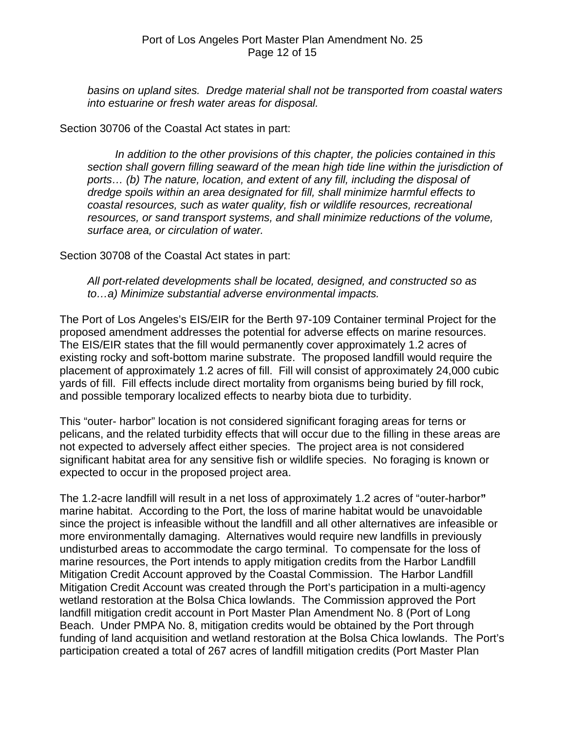*basins on upland sites. Dredge material shall not be transported from coastal waters into estuarine or fresh water areas for disposal.*

Section 30706 of the Coastal Act states in part:

> *In addition to the other provisions of this chapter, the policies contained in this section shall govern filling seaward of the mean high tide line within the jurisdiction of ports… (b) The nature, location, and extent of any fill, including the disposal of dredge spoils within an area designated for fill, shall minimize harmful effects to coastal resources, such as water quality, fish or wildlife resources, recreational resources, or sand transport systems, and shall minimize reductions of the volume, surface area, or circulation of water.*

Section 30708 of the Coastal Act states in part:

> *All port-related developments shall be located, designed, and constructed so as to…a) Minimize substantial adverse environmental impacts.*

The Port of Los Angeles's EIS/EIR for the Berth 97-109 Container terminal Project for the proposed amendment addresses the potential for adverse effects on marine resources. The EIS/EIR states that the fill would permanently cover approximately 1.2 acres of existing rocky and soft-bottom marine substrate. The proposed landfill would require the placement of approximately 1.2 acres of fill. Fill will consist of approximately 24,000 cubic yards of fill. Fill effects include direct mortality from organisms being buried by fill rock, and possible temporary localized effects to nearby biota due to turbidity.

This "outer- harbor" location is not considered significant foraging areas for terns or pelicans, and the related turbidity effects that will occur due to the filling in these areas are not expected to adversely affect either species. The project area is not considered significant habitat area for any sensitive fish or wildlife species. No foraging is known or expected to occur in the proposed project area.

The 1.2-acre landfill will result in a net loss of approximately 1.2 acres of "outer-harbor**"** marine habitat. According to the Port, the loss of marine habitat would be unavoidable since the project is infeasible without the landfill and all other alternatives are infeasible or more environmentally damaging. Alternatives would require new landfills in previously undisturbed areas to accommodate the cargo terminal. To compensate for the loss of marine resources, the Port intends to apply mitigation credits from the Harbor Landfill Mitigation Credit Account approved by the Coastal Commission. The Harbor Landfill Mitigation Credit Account was created through the Port's participation in a multi-agency wetland restoration at the Bolsa Chica lowlands. The Commission approved the Port landfill mitigation credit account in Port Master Plan Amendment No. 8 (Port of Long Beach. Under PMPA No. 8, mitigation credits would be obtained by the Port through funding of land acquisition and wetland restoration at the Bolsa Chica lowlands. The Port's participation created a total of 267 acres of landfill mitigation credits (Port Master Plan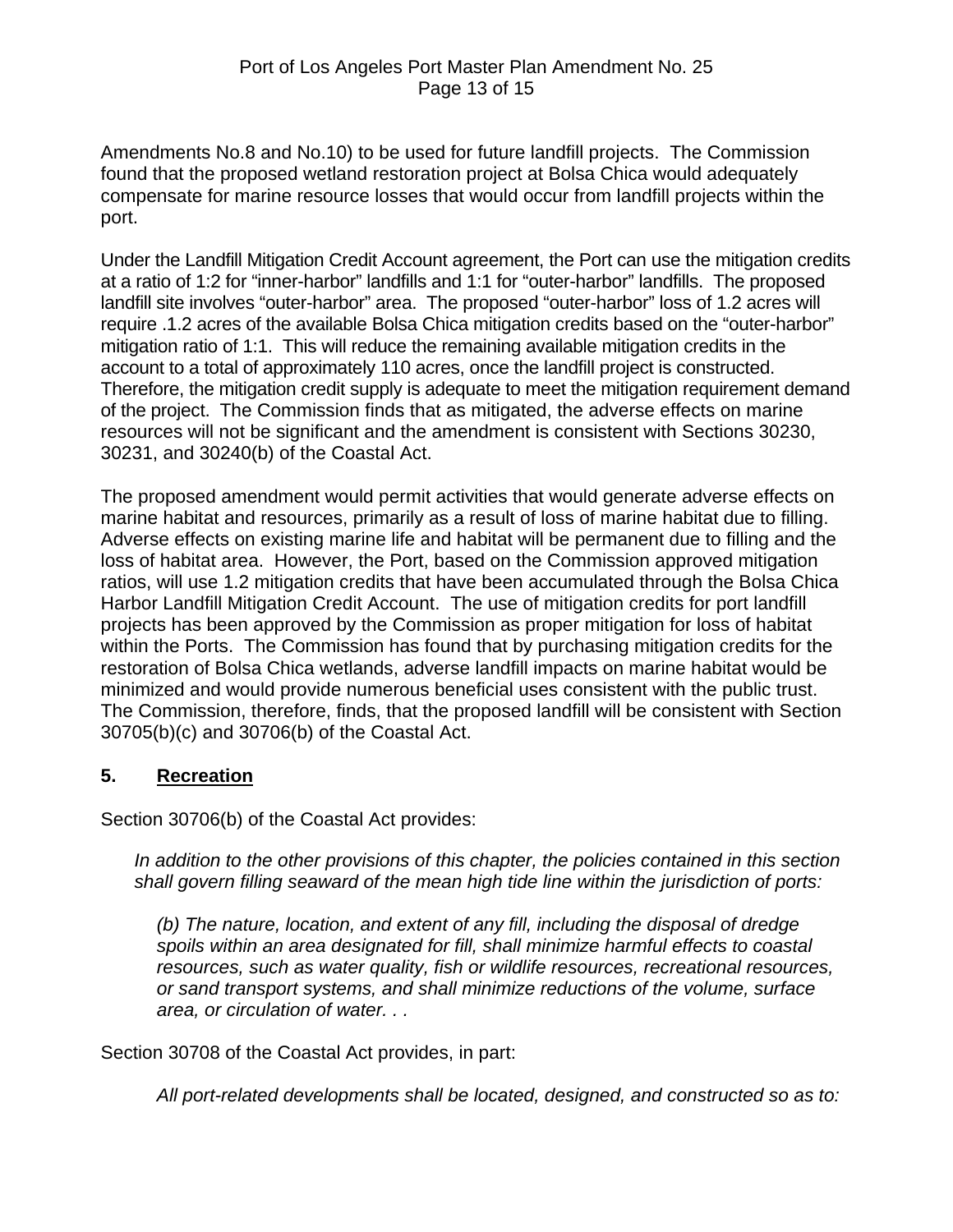Amendments No.8 and No.10) to be used for future landfill projects. The Commission found that the proposed wetland restoration project at Bolsa Chica would adequately compensate for marine resource losses that would occur from landfill projects within the port.

Under the Landfill Mitigation Credit Account agreement, the Port can use the mitigation credits at a ratio of 1:2 for "inner-harbor" landfills and 1:1 for "outer-harbor" landfills. The proposed landfill site involves "outer-harbor" area. The proposed "outer-harbor" loss of 1.2 acres will require .1.2 acres of the available Bolsa Chica mitigation credits based on the "outer-harbor" mitigation ratio of 1:1. This will reduce the remaining available mitigation credits in the account to a total of approximately 110 acres, once the landfill project is constructed. Therefore, the mitigation credit supply is adequate to meet the mitigation requirement demand of the project. The Commission finds that as mitigated, the adverse effects on marine resources will not be significant and the amendment is consistent with Sections 30230, 30231, and 30240(b) of the Coastal Act.

The proposed amendment would permit activities that would generate adverse effects on marine habitat and resources, primarily as a result of loss of marine habitat due to filling. Adverse effects on existing marine life and habitat will be permanent due to filling and the loss of habitat area. However, the Port, based on the Commission approved mitigation ratios, will use 1.2 mitigation credits that have been accumulated through the Bolsa Chica Harbor Landfill Mitigation Credit Account. The use of mitigation credits for port landfill projects has been approved by the Commission as proper mitigation for loss of habitat within the Ports. The Commission has found that by purchasing mitigation credits for the restoration of Bolsa Chica wetlands, adverse landfill impacts on marine habitat would be minimized and would provide numerous beneficial uses consistent with the public trust. The Commission, therefore, finds, that the proposed landfill will be consistent with Section 30705(b)(c) and 30706(b) of the Coastal Act.

### 5. <u>Recreation</u>

Section 30706(b) of the Coastal Act provides:

> *In addition to the other provisions of this chapter, the policies contained in this section shall govern filling seaward of the mean high tide line within the jurisdiction of ports:*
>
> > *(b) The nature, location, and extent of any fill, including the disposal of dredge spoils within an area designated for fill, shall minimize harmful effects to coastal resources, such as water quality, fish or wildlife resources, recreational resources, or sand transport systems, and shall minimize reductions of the volume, surface area, or circulation of water. . .*

Section 30708 of the Coastal Act provides, in part:

> *All port-related developments shall be located, designed, and constructed so as to:*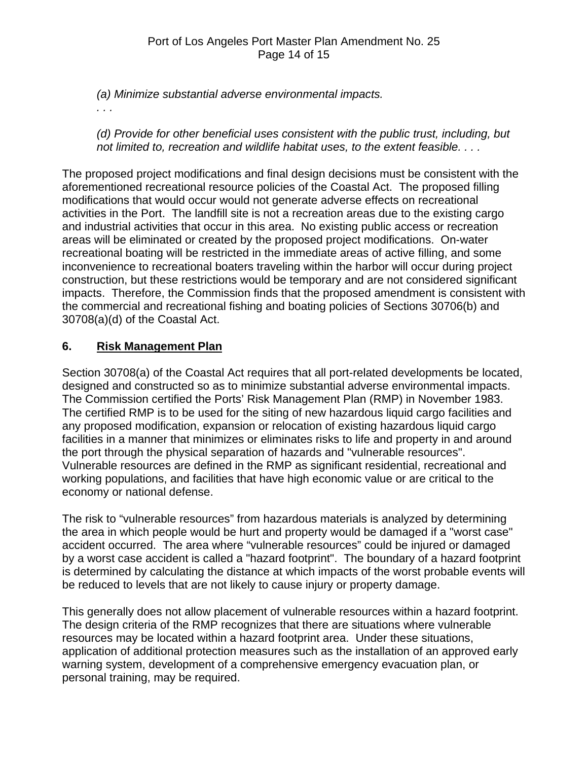*(a) Minimize substantial adverse environmental impacts.*

*. . .*

*(d) Provide for other beneficial uses consistent with the public trust, including, but not limited to, recreation and wildlife habitat uses, to the extent feasible. . . .*

The proposed project modifications and final design decisions must be consistent with the aforementioned recreational resource policies of the Coastal Act. The proposed filling modifications that would occur would not generate adverse effects on recreational activities in the Port. The landfill site is not a recreation areas due to the existing cargo and industrial activities that occur in this area. No existing public access or recreation areas will be eliminated or created by the proposed project modifications. On-water recreational boating will be restricted in the immediate areas of active filling, and some inconvenience to recreational boaters traveling within the harbor will occur during project construction, but these restrictions would be temporary and are not considered significant impacts. Therefore, the Commission finds that the proposed amendment is consistent with the commercial and recreational fishing and boating policies of Sections 30706(b) and 30708(a)(d) of the Coastal Act.

## 6. <u>Risk Management Plan</u>

Section 30708(a) of the Coastal Act requires that all port-related developments be located, designed and constructed so as to minimize substantial adverse environmental impacts. The Commission certified the Ports' Risk Management Plan (RMP) in November 1983. The certified RMP is to be used for the siting of new hazardous liquid cargo facilities and any proposed modification, expansion or relocation of existing hazardous liquid cargo facilities in a manner that minimizes or eliminates risks to life and property in and around the port through the physical separation of hazards and "vulnerable resources". Vulnerable resources are defined in the RMP as significant residential, recreational and working populations, and facilities that have high economic value or are critical to the economy or national defense.

The risk to "vulnerable resources" from hazardous materials is analyzed by determining the area in which people would be hurt and property would be damaged if a "worst case" accident occurred. The area where "vulnerable resources" could be injured or damaged by a worst case accident is called a "hazard footprint". The boundary of a hazard footprint is determined by calculating the distance at which impacts of the worst probable events will be reduced to levels that are not likely to cause injury or property damage.

This generally does not allow placement of vulnerable resources within a hazard footprint. The design criteria of the RMP recognizes that there are situations where vulnerable resources may be located within a hazard footprint area. Under these situations, application of additional protection measures such as the installation of an approved early warning system, development of a comprehensive emergency evacuation plan, or personal training, may be required.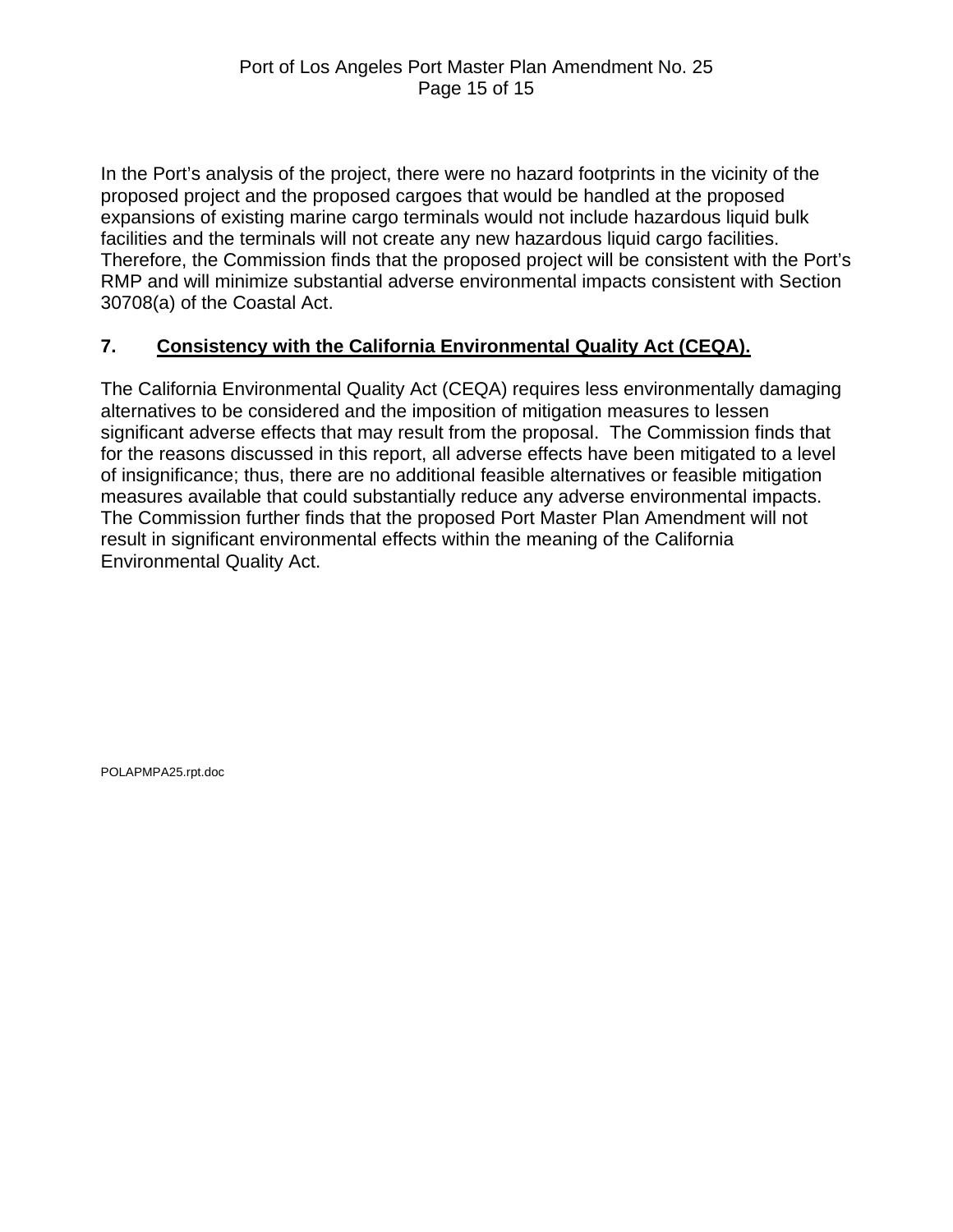In the Port's analysis of the project, there were no hazard footprints in the vicinity of the proposed project and the proposed cargoes that would be handled at the proposed expansions of existing marine cargo terminals would not include hazardous liquid bulk facilities and the terminals will not create any new hazardous liquid cargo facilities. Therefore, the Commission finds that the proposed project will be consistent with the Port's RMP and will minimize substantial adverse environmental impacts consistent with Section 30708(a) of the Coastal Act.

## 7. **Consistency with the California Environmental Quality Act (CEQA).**

The California Environmental Quality Act (CEQA) requires less environmentally damaging alternatives to be considered and the imposition of mitigation measures to lessen significant adverse effects that may result from the proposal. The Commission finds that for the reasons discussed in this report, all adverse effects have been mitigated to a level of insignificance; thus, there are no additional feasible alternatives or feasible mitigation measures available that could substantially reduce any adverse environmental impacts. The Commission further finds that the proposed Port Master Plan Amendment will not result in significant environmental effects within the meaning of the California Environmental Quality Act.

POLAPMPA25.rpt.doc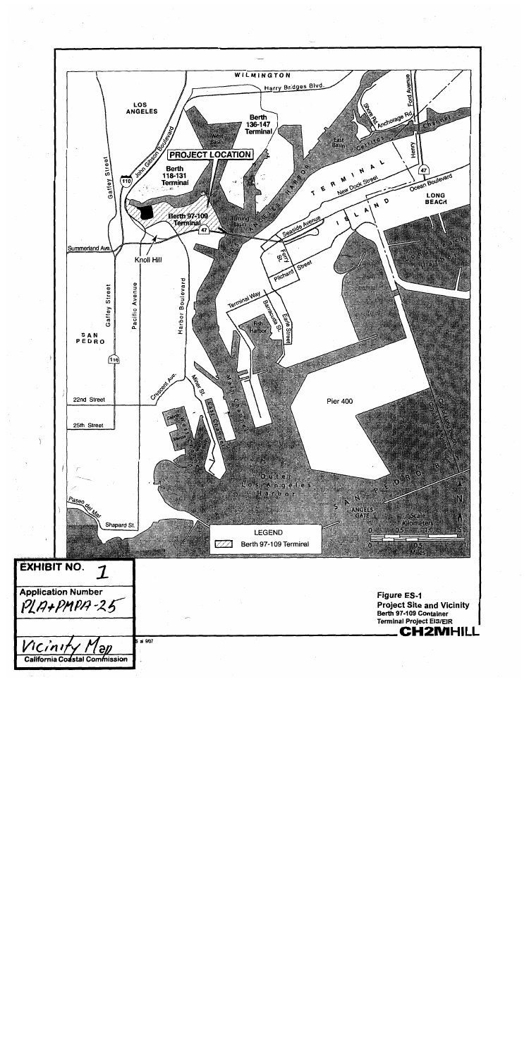**EXHIBIT NO.** 1

**Application Number**
PLA+PMPA-25

Vicinity Map
**California Coastal Commission**

**Figure ES-1**
**Project Site and Vicinity**
**Berth 97-109 Container Terminal Project EIS/EIR**
**CH2MHILL**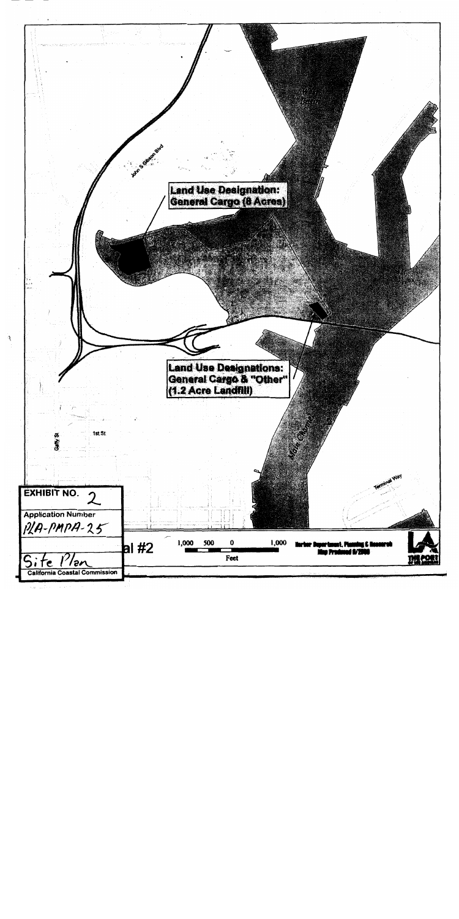John S Gibson Blvd

West Basin

Land Use Designation:
General Cargo (8 Acres)

Land Use Designations:
General Cargo & "Other"
(1.2 Acre Landfill)

Gaffey St

1st St

Main Channel

Terminal Way

EXHIBIT NO. 2

Application Number
PLA-PMPA-25

Site Plan

California Coastal Commission

al #2

1,000 500 0 1,000
Feet

Harbor Department, Planning & Research
Map Produced 8/2006

THE PORT OF LOS ANGELES